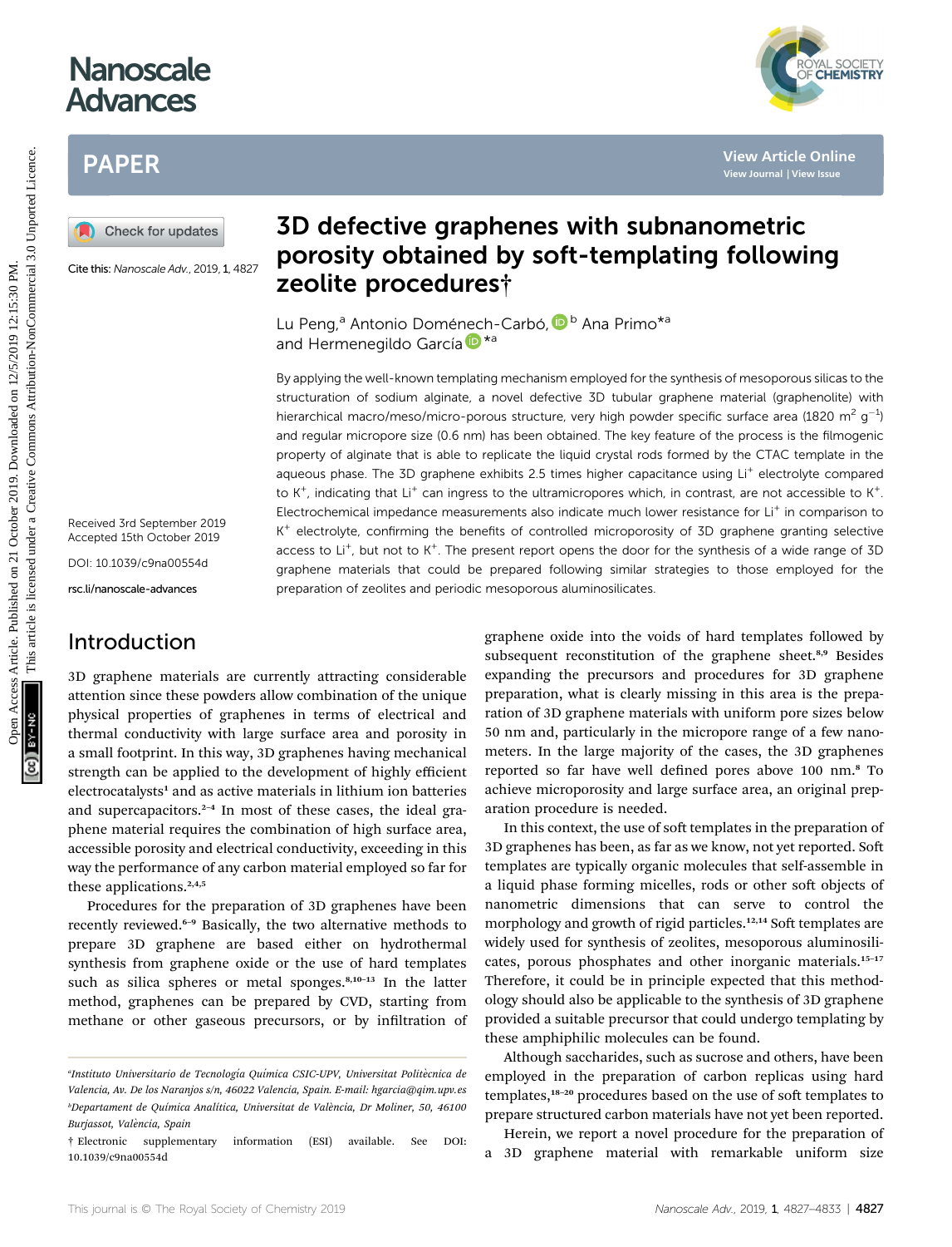# Nanoscale Advances

## PAPER

Cite this: *Nanoscale Adv.*, 2019, **1**, 4827

# 3D defective graphenes with subnanometric porosity obtained by soft-templating following zeolite procedures†

Lu Peng,[a] Antonio Doménech-Carbó,[b] Ana Primo*[a] and Hermenegildo García*[a]

Received 3rd September 2019
Accepted 15th October 2019

DOI: 10.1039/c9na00554d

rsc.li/nanoscale-advances

By applying the well-known templating mechanism employed for the synthesis of mesoporous silicas to the structuration of sodium alginate, a novel defective 3D tubular graphene material (graphenolite) with hierarchical macro/meso/micro-porous structure, very high powder specific surface area (1820 $m^2$ $g^{-1}$) and regular micropore size (0.6 nm) has been obtained. The key feature of the process is the filmogenic property of alginate that is able to replicate the liquid crystal rods formed by the CTAC template in the aqueous phase. The 3D graphene exhibits 2.5 times higher capacitance using $Li^+$ electrolyte compared to $K^+$, indicating that $Li^+$ can ingress to the ultramicropores which, in contrast, are not accessible to $K^+$. Electrochemical impedance measurements also indicate much lower resistance for $Li^+$ in comparison to $K^+$ electrolyte, confirming the benefits of controlled microporosity of 3D graphene granting selective access to $Li^+$, but not to $K^+$. The present report opens the door for the synthesis of a wide range of 3D graphene materials that could be prepared following similar strategies to those employed for the preparation of zeolites and periodic mesoporous aluminosilicates.

## Introduction

3D graphene materials are currently attracting considerable attention since these powders allow combination of the unique physical properties of graphenes in terms of electrical and thermal conductivity with large surface area and porosity in a small footprint. In this way, 3D graphenes having mechanical strength can be applied to the development of highly efficient electrocatalysts[1] and as active materials in lithium ion batteries and supercapacitors.[2–4] In most of these cases, the ideal graphene material requires the combination of high surface area, accessible porosity and electrical conductivity, exceeding in this way the performance of any carbon material employed so far for these applications.[2,4,5]

Procedures for the preparation of 3D graphenes have been recently reviewed.[6–9] Basically, the two alternative methods to prepare 3D graphene are based either on hydrothermal synthesis from graphene oxide or the use of hard templates such as silica spheres or metal sponges.[8,10–13] In the latter method, graphenes can be prepared by CVD, starting from methane or other gaseous precursors, or by infiltration of graphene oxide into the voids of hard templates followed by subsequent reconstitution of the graphene sheet.[8,9] Besides expanding the precursors and procedures for 3D graphene preparation, what is clearly missing in this area is the preparation of 3D graphene materials with uniform pore sizes below 50 nm and, particularly in the micropore range of a few nanometers. In the large majority of the cases, the 3D graphenes reported so far have well defined pores above 100 nm.[8] To achieve microporosity and large surface area, an original preparation procedure is needed.

In this context, the use of soft templates in the preparation of 3D graphenes has been, as far as we know, not yet reported. Soft templates are typically organic molecules that self-assemble in a liquid phase forming micelles, rods or other soft objects of nanometric dimensions that can serve to control the morphology and growth of rigid particles.[12,14] Soft templates are widely used for synthesis of zeolites, mesoporous aluminosilicates, porous phosphates and other inorganic materials.[15–17] Therefore, it could be in principle expected that this methodology should also be applicable to the synthesis of 3D graphene provided a suitable precursor that could undergo templating by these amphiphilic molecules can be found.

Although saccharides, such as sucrose and others, have been employed in the preparation of carbon replicas using hard templates,[18–20] procedures based on the use of soft templates to prepare structured carbon materials have not yet been reported.

Herein, we report a novel procedure for the preparation of a 3D graphene material with remarkable uniform size

---

[a] Instituto Universitario de Tecnología Química CSIC-UPV, Universitat Politècnica de València, Av. De los Naranjos s/n, 46022 Valencia, Spain. E-mail: hgarcia@qim.upv.es

[b] Departament de Química Analítica, Universitat de València, Dr Moliner, 50, 46100 Burjassot, València, Spain

† Electronic supplementary information (ESI) available. See DOI: 10.1039/c9na00554d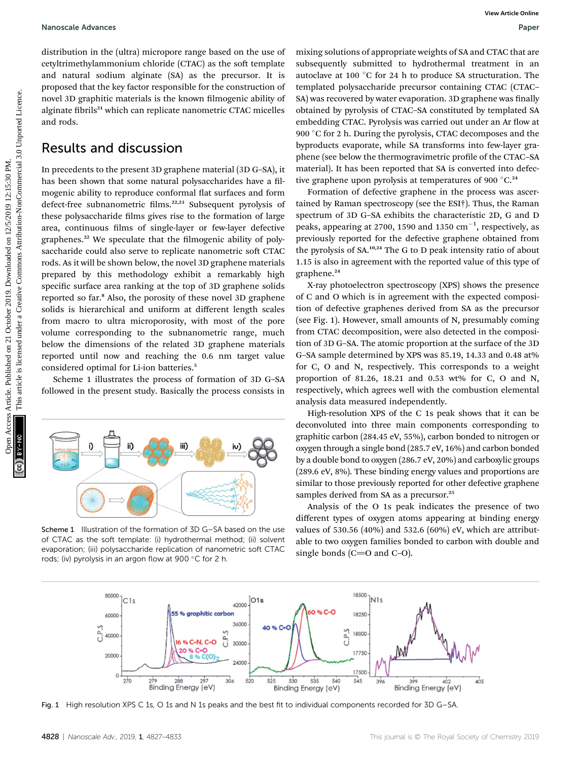distribution in the (ultra) micropore range based on the use of cetyltrimethylammonium chloride (CTAC) as the soft template and natural sodium alginate (SA) as the precursor. It is proposed that the key factor responsible for the construction of novel 3D graphitic materials is the known filmogenic ability of alginate fibrils[21] which can replicate nanometric CTAC micelles and rods.

## Results and discussion

In precedents to the present 3D graphene material (3D G–SA), it has been shown that some natural polysaccharides have a filmogenic ability to reproduce conformal flat surfaces and form defect-free subnanometric films.[22,23] Subsequent pyrolysis of these polysaccharide films gives rise to the formation of large area, continuous films of single-layer or few-layer defective graphenes.[22] We speculate that the filmogenic ability of polysaccharide could also serve to replicate nanometric soft CTAC rods. As it will be shown below, the novel 3D graphene materials prepared by this methodology exhibit a remarkably high specific surface area ranking at the top of 3D graphene solids reported so far.[8] Also, the porosity of these novel 3D graphene solids is hierarchical and uniform at different length scales from macro to ultra microporosity, with most of the pore volume corresponding to the subnanometric range, much below the dimensions of the related 3D graphene materials reported until now and reaching the 0.6 nm target value considered optimal for Li-ion batteries.[5]

Scheme 1 illustrates the process of formation of 3D G–SA followed in the present study. Basically the process consists in mixing solutions of appropriate weights of SA and CTAC that are subsequently submitted to hydrothermal treatment in an autoclave at 100 °C for 24 h to produce SA structuration. The templated polysaccharide precursor containing CTAC (CTAC–SA) was recovered by water evaporation. 3D graphene was finally obtained by pyrolysis of CTAC–SA constituted by templated SA embedding CTAC. Pyrolysis was carried out under an Ar flow at 900 °C for 2 h. During the pyrolysis, CTAC decomposes and the byproducts evaporate, while SA transforms into few-layer graphene (see below the thermogravimetric profile of the CTAC–SA material). It has been reported that SA is converted into defective graphene upon pyrolysis at temperatures of 900 °C.[24]

Scheme 1 Illustration of the formation of 3D G–SA based on the use of CTAC as the soft template: (i) hydrothermal method; (ii) solvent evaporation; (iii) polysaccharide replication of nanometric soft CTAC rods; (iv) pyrolysis in an argon flow at 900 °C for 2 h.

Formation of defective graphene in the process was ascertained by Raman spectroscopy (see the ESI†). Thus, the Raman spectrum of 3D G–SA exhibits the characteristic 2D, G and D peaks, appearing at 2700, 1590 and 1350 $cm^{-1}$, respectively, as previously reported for the defective graphene obtained from the pyrolysis of SA.[10,24] The G to D peak intensity ratio of about 1.15 is also in agreement with the reported value of this type of graphene.[24]

X-ray photoelectron spectroscopy (XPS) shows the presence of C and O which is in agreement with the expected composition of defective graphenes derived from SA as the precursor (see Fig. 1). However, small amounts of N, presumably coming from CTAC decomposition, were also detected in the composition of 3D G–SA. The atomic proportion at the surface of the 3D G–SA sample determined by XPS was 85.19, 14.33 and 0.48 at% for C, O and N, respectively. This corresponds to a weight proportion of 81.26, 18.21 and 0.53 wt% for C, O and N, respectively, which agrees well with the combustion elemental analysis data measured independently.

High-resolution XPS of the C 1s peak shows that it can be deconvoluted into three main components corresponding to graphitic carbon (284.45 eV, 55%), carbon bonded to nitrogen or oxygen through a single bond (285.7 eV, 16%) and carbon bonded by a double bond to oxygen (286.7 eV, 20%) and carboxylic groups (289.6 eV, 8%). These binding energy values and proportions are similar to those previously reported for other defective graphene samples derived from SA as a precursor.[25]

Analysis of the O 1s peak indicates the presence of two different types of oxygen atoms appearing at binding energy values of 530.56 (40%) and 532.6 (60%) eV, which are attributable to two oxygen families bonded to carbon with double and single bonds (C=O and C–O).

Fig. 1 High resolution XPS C 1s, O 1s and N 1s peaks and the best fit to individual components recorded for 3D G–SA.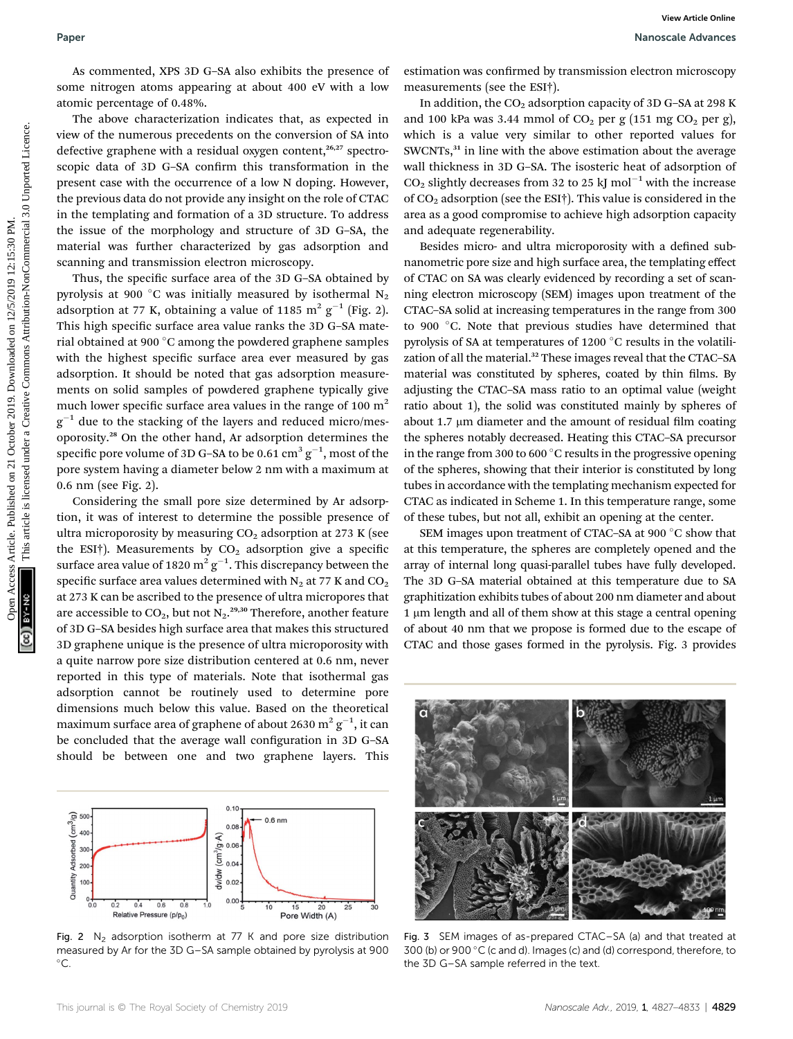As commented, XPS 3D G–SA also exhibits the presence of some nitrogen atoms appearing at about 400 eV with a low atomic percentage of 0.48%.

The above characterization indicates that, as expected in view of the numerous precedents on the conversion of SA into defective graphene with a residual oxygen content,[26,27] spectroscopic data of 3D G–SA confirm this transformation in the present case with the occurrence of a low N doping. However, the previous data do not provide any insight on the role of CTAC in the templating and formation of a 3D structure. To address the issue of the morphology and structure of 3D G–SA, the material was further characterized by gas adsorption and scanning and transmission electron microscopy.

Thus, the specific surface area of the 3D G–SA obtained by pyrolysis at 900 °C was initially measured by isothermal $N_2$ adsorption at 77 K, obtaining a value of 1185 $m^2\ g^{-1}$ (Fig. 2). This high specific surface area value ranks the 3D G–SA material obtained at 900 °C among the powdered graphene samples with the highest specific surface area ever measured by gas adsorption. It should be noted that gas adsorption measurements on solid samples of powdered graphene typically give much lower specific surface area values in the range of 100 $m^2\ g^{-1}$ due to the stacking of the layers and reduced micro/mesoporosity.[28] On the other hand, Ar adsorption determines the specific pore volume of 3D G–SA to be 0.61 $cm^3\ g^{-1}$, most of the pore system having a diameter below 2 nm with a maximum at 0.6 nm (see Fig. 2).

Considering the small pore size determined by Ar adsorption, it was of interest to determine the possible presence of ultra microporosity by measuring $CO_2$ adsorption at 273 K (see the ESI†). Measurements by $CO_2$ adsorption give a specific surface area value of 1820 $m^2\ g^{-1}$. This discrepancy between the specific surface area values determined with $N_2$ at 77 K and $CO_2$ at 273 K can be ascribed to the presence of ultra micropores that are accessible to $CO_2$, but not $N_2$.[29,30] Therefore, another feature of 3D G–SA besides high surface area that makes this structured 3D graphene unique is the presence of ultra microporosity with a quite narrow pore size distribution centered at 0.6 nm, never reported in this type of materials. Note that isothermal gas adsorption cannot be routinely used to determine pore dimensions much below this value. Based on the theoretical maximum surface area of graphene of about 2630 $m^2\ g^{-1}$, it can be concluded that the average wall configuration in 3D G–SA should be between one and two graphene layers. This estimation was confirmed by transmission electron microscopy measurements (see the ESI†).

Fig. 2 $N_2$ adsorption isotherm at 77 K and pore size distribution measured by Ar for the 3D G–SA sample obtained by pyrolysis at 900 °C.

In addition, the $CO_2$ adsorption capacity of 3D G–SA at 298 K and 100 kPa was 3.44 mmol of $CO_2$ per g (151 mg $CO_2$ per g), which is a value very similar to other reported values for SWCNTs,[31] in line with the above estimation about the average wall thickness in 3D G–SA. The isosteric heat of adsorption of $CO_2$ slightly decreases from 32 to 25 kJ $mol^{-1}$ with the increase of $CO_2$ adsorption (see the ESI†). This value is considered in the area as a good compromise to achieve high adsorption capacity and adequate regenerability.

Besides micro- and ultra microporosity with a defined subnanometric pore size and high surface area, the templating effect of CTAC on SA was clearly evidenced by recording a set of scanning electron microscopy (SEM) images upon treatment of the CTAC–SA solid at increasing temperatures in the range from 300 to 900 °C. Note that previous studies have determined that pyrolysis of SA at temperatures of 1200 °C results in the volatilization of all the material.[32] These images reveal that the CTAC–SA material was constituted by spheres, coated by thin films. By adjusting the CTAC–SA mass ratio to an optimal value (weight ratio about 1), the solid was constituted mainly by spheres of about 1.7 μm diameter and the amount of residual film coating the spheres notably decreased. Heating this CTAC–SA precursor in the range from 300 to 600 °C results in the progressive opening of the spheres, showing that their interior is constituted by long tubes in accordance with the templating mechanism expected for CTAC as indicated in Scheme 1. In this temperature range, some of these tubes, but not all, exhibit an opening at the center.

SEM images upon treatment of CTAC–SA at 900 °C show that at this temperature, the spheres are completely opened and the array of internal long quasi-parallel tubes have fully developed. The 3D G–SA material obtained at this temperature due to SA graphitization exhibits tubes of about 200 nm diameter and about 1 μm length and all of them show at this stage a central opening of about 40 nm that we propose is formed due to the escape of CTAC and those gases formed in the pyrolysis. Fig. 3 provides

Fig. 3 SEM images of as-prepared CTAC–SA (a) and that treated at 300 (b) or 900 °C (c and d). Images (c) and (d) correspond, therefore, to the 3D G–SA sample referred in the text.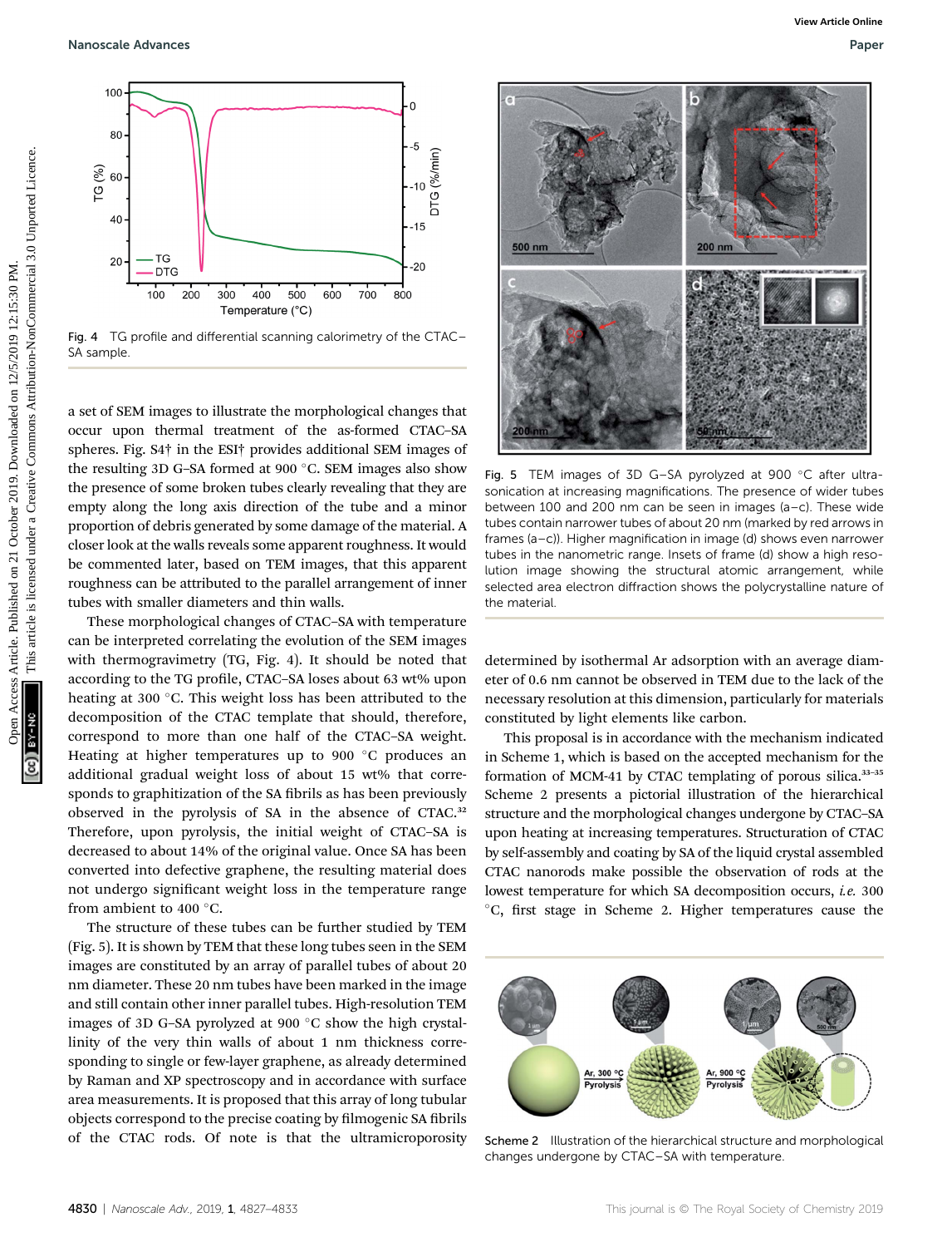Fig. 4 TG profile and differential scanning calorimetry of the CTAC–SA sample.

a set of SEM images to illustrate the morphological changes that occur upon thermal treatment of the as-formed CTAC–SA spheres. Fig. S4† in the ESI† provides additional SEM images of the resulting 3D G–SA formed at 900 °C. SEM images also show the presence of some broken tubes clearly revealing that they are empty along the long axis direction of the tube and a minor proportion of debris generated by some damage of the material. A closer look at the walls reveals some apparent roughness. It would be commented later, based on TEM images, that this apparent roughness can be attributed to the parallel arrangement of inner tubes with smaller diameters and thin walls.

These morphological changes of CTAC–SA with temperature can be interpreted correlating the evolution of the SEM images with thermogravimetry (TG, Fig. 4). It should be noted that according to the TG profile, CTAC–SA loses about 63 wt% upon heating at 300 °C. This weight loss has been attributed to the decomposition of the CTAC template that should, therefore, correspond to more than one half of the CTAC–SA weight. Heating at higher temperatures up to 900 °C produces an additional gradual weight loss of about 15 wt% that corresponds to graphitization of the SA fibrils as has been previously observed in the pyrolysis of SA in the absence of CTAC.[32] Therefore, upon pyrolysis, the initial weight of CTAC–SA is decreased to about 14% of the original value. Once SA has been converted into defective graphene, the resulting material does not undergo significant weight loss in the temperature range from ambient to 400 °C.

The structure of these tubes can be further studied by TEM (Fig. 5). It is shown by TEM that these long tubes seen in the SEM images are constituted by an array of parallel tubes of about 20 nm diameter. These 20 nm tubes have been marked in the image and still contain other inner parallel tubes. High-resolution TEM images of 3D G–SA pyrolyzed at 900 °C show the high crystallinity of the very thin walls of about 1 nm thickness corresponding to single or few-layer graphene, as already determined by Raman and XP spectroscopy and in accordance with surface area measurements. It is proposed that this array of long tubular objects correspond to the precise coating by filmogenic SA fibrils of the CTAC rods. Of note is that the ultramicroporosity determined by isothermal Ar adsorption with an average diameter of 0.6 nm cannot be observed in TEM due to the lack of the necessary resolution at this dimension, particularly for materials constituted by light elements like carbon.

Fig. 5 TEM images of 3D G–SA pyrolyzed at 900 °C after ultrasonication at increasing magnifications. The presence of wider tubes between 100 and 200 nm can be seen in images (a–c). These wide tubes contain narrower tubes of about 20 nm (marked by red arrows in frames (a–c)). Higher magnification in image (d) shows even narrower tubes in the nanometric range. Insets of frame (d) show a high resolution image showing the structural atomic arrangement, while selected area electron diffraction shows the polycrystalline nature of the material.

This proposal is in accordance with the mechanism indicated in Scheme 1, which is based on the accepted mechanism for the formation of MCM-41 by CTAC templating of porous silica.[33–35] Scheme 2 presents a pictorial illustration of the hierarchical structure and the morphological changes undergone by CTAC–SA upon heating at increasing temperatures. Structuration of CTAC by self-assembly and coating by SA of the liquid crystal assembled CTAC nanorods make possible the observation of rods at the lowest temperature for which SA decomposition occurs, *i.e.* 300 °C, first stage in Scheme 2. Higher temperatures cause the

Scheme 2 Illustration of the hierarchical structure and morphological changes undergone by CTAC–SA with temperature.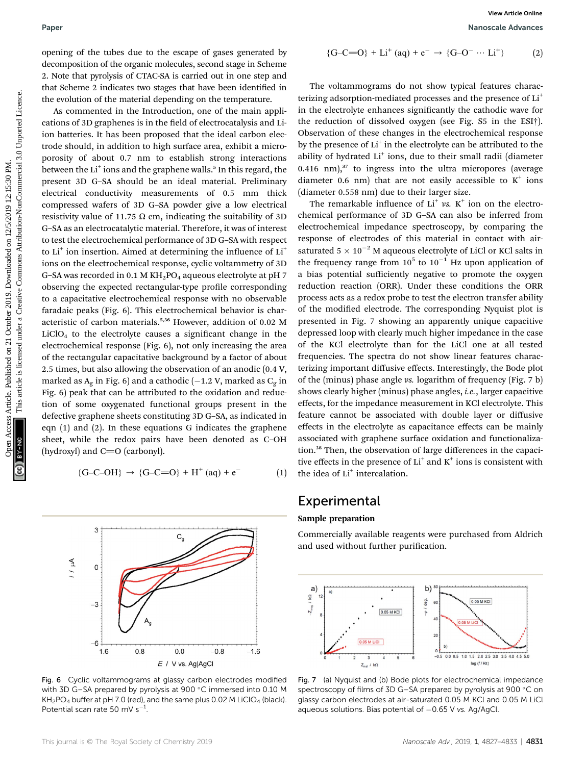opening of the tubes due to the escape of gases generated by decomposition of the organic molecules, second stage in Scheme 2. Note that pyrolysis of CTAC-SA is carried out in one step and that Scheme 2 indicates two stages that have been identified in the evolution of the material depending on the temperature.

As commented in the Introduction, one of the main applications of 3D graphenes is in the field of electrocatalysis and Li-ion batteries. It has been proposed that the ideal carbon electrode should, in addition to high surface area, exhibit a microporosity of about 0.7 nm to establish strong interactions between the $Li^+$ ions and the graphene walls.[5] In this regard, the present 3D G–SA should be an ideal material. Preliminary electrical conductivity measurements of 0.5 mm thick compressed wafers of 3D G–SA powder give a low electrical resistivity value of 11.75 Ω cm, indicating the suitability of 3D G–SA as an electrocatalytic material. Therefore, it was of interest to test the electrochemical performance of 3D G–SA with respect to $Li^+$ ion insertion. Aimed at determining the influence of $Li^+$ ions on the electrochemical response, cyclic voltammetry of 3D G–SA was recorded in 0.1 M $KH_2PO_4$ aqueous electrolyte at pH 7 observing the expected rectangular-type profile corresponding to a capacitative electrochemical response with no observable faradaic peaks (Fig. 6). This electrochemical behavior is characteristic of carbon materials.[5,36] However, addition of 0.02 M $LiClO_4$ to the electrolyte causes a significant change in the electrochemical response (Fig. 6), not only increasing the area of the rectangular capacitative background by a factor of about 2.5 times, but also allowing the observation of an anodic (0.4 V, marked as $A_g$ in Fig. 6) and a cathodic (−1.2 V, marked as $C_g$ in Fig. 6) peak that can be attributed to the oxidation and reduction of some oxygenated functional groups present in the defective graphene sheets constituting 3D G–SA, as indicated in eqn (1) and (2). In these equations G indicates the graphene sheet, while the redox pairs have been denoted as C–OH (hydroxyl) and C=O (carbonyl).

$$\{G\text{–}C\text{–}OH\} \rightarrow \{G\text{–}C{=}O\} + H^+\,(aq) + e^- \qquad (1)$$

$$\{G\text{–}C{=}O\} + Li^+\,(aq) + e^- \rightarrow \{G\text{–}O^- \cdots Li^+\} \qquad (2)$$

Fig. 6 Cyclic voltammograms at glassy carbon electrodes modified with 3D G–SA prepared by pyrolysis at 900 °C immersed into 0.10 M $KH_2PO_4$ buffer at pH 7.0 (red), and the same plus 0.02 M $LiClO_4$ (black). Potential scan rate 50 mV $s^{-1}$.

The voltammograms do not show typical features characterizing adsorption-mediated processes and the presence of $Li^+$ in the electrolyte enhances significantly the cathodic wave for the reduction of dissolved oxygen (see Fig. S5 in the ESI†). Observation of these changes in the electrochemical response by the presence of $Li^+$ in the electrolyte can be attributed to the ability of hydrated $Li^+$ ions, due to their small radii (diameter 0.416 nm),[37] to ingress into the ultra micropores (average diameter 0.6 nm) that are not easily accessible to $K^+$ ions (diameter 0.558 nm) due to their larger size.

The remarkable influence of $Li^+$ *vs.* $K^+$ ion on the electrochemical performance of 3D G–SA can also be inferred from electrochemical impedance spectroscopy, by comparing the response of electrodes of this material in contact with air-saturated $5 \times 10^{-2}$ M aqueous electrolyte of LiCl or KCl salts in the frequency range from $10^5$ to $10^{-1}$ Hz upon application of a bias potential sufficiently negative to promote the oxygen reduction reaction (ORR). Under these conditions the ORR process acts as a redox probe to test the electron transfer ability of the modified electrode. The corresponding Nyquist plot is presented in Fig. 7 showing an apparently unique capacitive depressed loop with clearly much higher impedance in the case of the KCl electrolyte than for the LiCl one at all tested frequencies. The spectra do not show linear features characterizing important diffusive effects. Interestingly, the Bode plot of the (minus) phase angle *vs.* logarithm of frequency (Fig. 7 b) shows clearly higher (minus) phase angles, *i.e.*, larger capacitive effects, for the impedance measurement in KCl electrolyte. This feature cannot be associated with double layer or diffusive effects in the electrolyte as capacitance effects can be mainly associated with graphene surface oxidation and functionalization.[38] Then, the observation of large differences in the capacitive effects in the presence of $Li^+$ and $K^+$ ions is consistent with the idea of $Li^+$ intercalation.

## Experimental

### Sample preparation

Commercially available reagents were purchased from Aldrich and used without further purification.

Fig. 7 (a) Nyquist and (b) Bode plots for electrochemical impedance spectroscopy of films of 3D G–SA prepared by pyrolysis at 900 °C on glassy carbon electrodes at air-saturated 0.05 M KCl and 0.05 M LiCl aqueous solutions. Bias potential of −0.65 V *vs.* Ag/AgCl.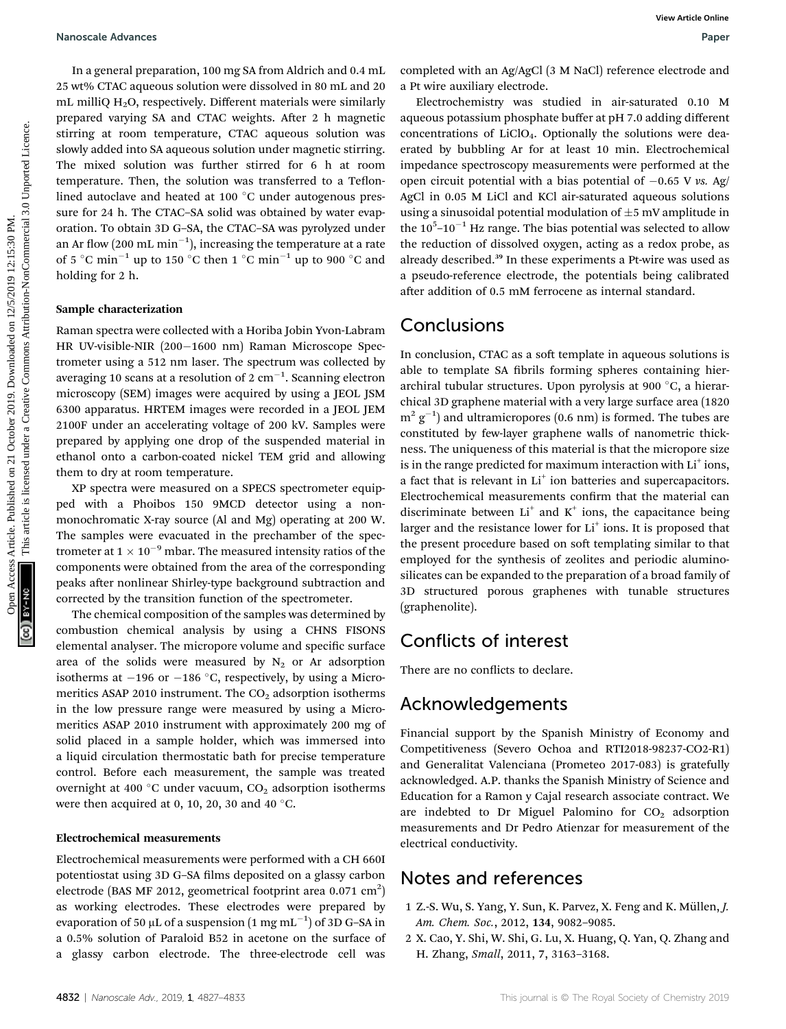In a general preparation, 100 mg SA from Aldrich and 0.4 mL 25 wt% CTAC aqueous solution were dissolved in 80 mL and 20 mL milliQ $H_2O$, respectively. Different materials were similarly prepared varying SA and CTAC weights. After 2 h magnetic stirring at room temperature, CTAC aqueous solution was slowly added into SA aqueous solution under magnetic stirring. The mixed solution was further stirred for 6 h at room temperature. Then, the solution was transferred to a Teflon-lined autoclave and heated at 100 °C under autogenous pressure for 24 h. The CTAC–SA solid was obtained by water evaporation. To obtain 3D G–SA, the CTAC–SA was pyrolyzed under an Ar flow (200 mL $min^{-1}$), increasing the temperature at a rate of 5 °C $min^{-1}$ up to 150 °C then 1 °C $min^{-1}$ up to 900 °C and holding for 2 h.

### Sample characterization

Raman spectra were collected with a Horiba Jobin Yvon-Labram HR UV-visible-NIR (200−1600 nm) Raman Microscope Spectrometer using a 512 nm laser. The spectrum was collected by averaging 10 scans at a resolution of 2 $cm^{-1}$. Scanning electron microscopy (SEM) images were acquired by using a JEOL JSM 6300 apparatus. HRTEM images were recorded in a JEOL JEM 2100F under an accelerating voltage of 200 kV. Samples were prepared by applying one drop of the suspended material in ethanol onto a carbon-coated nickel TEM grid and allowing them to dry at room temperature.

XP spectra were measured on a SPECS spectrometer equipped with a Phoibos 150 9MCD detector using a non-monochromatic X-ray source (Al and Mg) operating at 200 W. The samples were evacuated in the prechamber of the spectrometer at $1 \times 10^{-9}$ mbar. The measured intensity ratios of the components were obtained from the area of the corresponding peaks after nonlinear Shirley-type background subtraction and corrected by the transition function of the spectrometer.

The chemical composition of the samples was determined by combustion chemical analysis by using a CHNS FISONS elemental analyser. The micropore volume and specific surface area of the solids were measured by $N_2$ or Ar adsorption isotherms at −196 or −186 °C, respectively, by using a Micromeritics ASAP 2010 instrument. The $CO_2$ adsorption isotherms in the low pressure range were measured by using a Micromeritics ASAP 2010 instrument with approximately 200 mg of solid placed in a sample holder, which was immersed into a liquid circulation thermostatic bath for precise temperature control. Before each measurement, the sample was treated overnight at 400 °C under vacuum, $CO_2$ adsorption isotherms were then acquired at 0, 10, 20, 30 and 40 °C.

### Electrochemical measurements

Electrochemical measurements were performed with a CH 660I potentiostat using 3D G–SA films deposited on a glassy carbon electrode (BAS MF 2012, geometrical footprint area 0.071 $cm^2$) as working electrodes. These electrodes were prepared by evaporation of 50 μL of a suspension (1 mg $mL^{-1}$) of 3D G–SA in a 0.5% solution of Paraloid B52 in acetone on the surface of a glassy carbon electrode. The three-electrode cell was completed with an Ag/AgCl (3 M NaCl) reference electrode and a Pt wire auxiliary electrode.

Electrochemistry was studied in air-saturated 0.10 M aqueous potassium phosphate buffer at pH 7.0 adding different concentrations of $LiClO_4$. Optionally the solutions were deaerated by bubbling Ar for at least 10 min. Electrochemical impedance spectroscopy measurements were performed at the open circuit potential with a bias potential of −0.65 V *vs.* Ag/AgCl in 0.05 M LiCl and KCl air-saturated aqueous solutions using a sinusoidal potential modulation of ±5 mV amplitude in the $10^5$–$10^{-1}$ Hz range. The bias potential was selected to allow the reduction of dissolved oxygen, acting as a redox probe, as already described.[39] In these experiments a Pt-wire was used as a pseudo-reference electrode, the potentials being calibrated after addition of 0.5 mM ferrocene as internal standard.

## Conclusions

In conclusion, CTAC as a soft template in aqueous solutions is able to template SA fibrils forming spheres containing hierarchiral tubular structures. Upon pyrolysis at 900 °C, a hierarchical 3D graphene material with a very large surface area (1820 $m^2$ $g^{-1}$) and ultramicropores (0.6 nm) is formed. The tubes are constituted by few-layer graphene walls of nanometric thickness. The uniqueness of this material is that the micropore size is in the range predicted for maximum interaction with $Li^+$ ions, a fact that is relevant in $Li^+$ ion batteries and supercapacitors. Electrochemical measurements confirm that the material can discriminate between $Li^+$ and $K^+$ ions, the capacitance being larger and the resistance lower for $Li^+$ ions. It is proposed that the present procedure based on soft templating similar to that employed for the synthesis of zeolites and periodic aluminosilicates can be expanded to the preparation of a broad family of 3D structured porous graphenes with tunable structures (graphenolite).

## Conflicts of interest

There are no conflicts to declare.

## Acknowledgements

Financial support by the Spanish Ministry of Economy and Competitiveness (Severo Ochoa and RTI2018-98237-CO2-R1) and Generalitat Valenciana (Prometeo 2017-083) is gratefully acknowledged. A.P. thanks the Spanish Ministry of Science and Education for a Ramon y Cajal research associate contract. We are indebted to Dr Miguel Palomino for $CO_2$ adsorption measurements and Dr Pedro Atienzar for measurement of the electrical conductivity.

## Notes and references

1 Z.-S. Wu, S. Yang, Y. Sun, K. Parvez, X. Feng and K. Müllen, *J. Am. Chem. Soc.*, 2012, **134**, 9082–9085.

2 X. Cao, Y. Shi, W. Shi, G. Lu, X. Huang, Q. Yan, Q. Zhang and H. Zhang, *Small*, 2011, **7**, 3163–3168.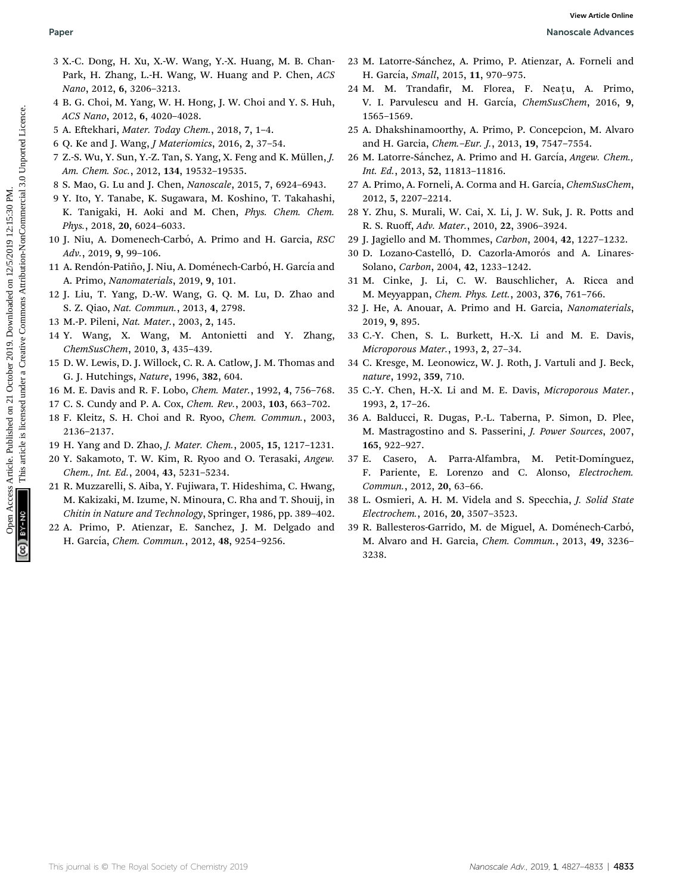3 X.-C. Dong, H. Xu, X.-W. Wang, Y.-X. Huang, M. B. Chan-Park, H. Zhang, L.-H. Wang, W. Huang and P. Chen, *ACS Nano*, 2012, **6**, 3206–3213.

4 B. G. Choi, M. Yang, W. H. Hong, J. W. Choi and Y. S. Huh, *ACS Nano*, 2012, **6**, 4020–4028.

5 A. Eftekhari, *Mater. Today Chem.*, 2018, **7**, 1–4.

6 Q. Ke and J. Wang, *J Materiomics*, 2016, **2**, 37–54.

7 Z.-S. Wu, Y. Sun, Y.-Z. Tan, S. Yang, X. Feng and K. Müllen, *J. Am. Chem. Soc.*, 2012, **134**, 19532–19535.

8 S. Mao, G. Lu and J. Chen, *Nanoscale*, 2015, **7**, 6924–6943.

9 Y. Ito, Y. Tanabe, K. Sugawara, M. Koshino, T. Takahashi, K. Tanigaki, H. Aoki and M. Chen, *Phys. Chem. Chem. Phys.*, 2018, **20**, 6024–6033.

10 J. Niu, A. Domenech-Carbó, A. Primo and H. Garcia, *RSC Adv.*, 2019, **9**, 99–106.

11 A. Rendón-Patiño, J. Niu, A. Doménech-Carbó, H. García and A. Primo, *Nanomaterials*, 2019, **9**, 101.

12 J. Liu, T. Yang, D.-W. Wang, G. Q. M. Lu, D. Zhao and S. Z. Qiao, *Nat. Commun.*, 2013, **4**, 2798.

13 M.-P. Pileni, *Nat. Mater.*, 2003, **2**, 145.

14 Y. Wang, X. Wang, M. Antonietti and Y. Zhang, *ChemSusChem*, 2010, **3**, 435–439.

15 D. W. Lewis, D. J. Willock, C. R. A. Catlow, J. M. Thomas and G. J. Hutchings, *Nature*, 1996, **382**, 604.

16 M. E. Davis and R. F. Lobo, *Chem. Mater.*, 1992, **4**, 756–768.

17 C. S. Cundy and P. A. Cox, *Chem. Rev.*, 2003, **103**, 663–702.

18 F. Kleitz, S. H. Choi and R. Ryoo, *Chem. Commun.*, 2003, 2136–2137.

19 H. Yang and D. Zhao, *J. Mater. Chem.*, 2005, **15**, 1217–1231.

20 Y. Sakamoto, T. W. Kim, R. Ryoo and O. Terasaki, *Angew. Chem., Int. Ed.*, 2004, **43**, 5231–5234.

21 R. Muzzarelli, S. Aiba, Y. Fujiwara, T. Hideshima, C. Hwang, M. Kakizaki, M. Izume, N. Minoura, C. Rha and T. Shouij, in *Chitin in Nature and Technology*, Springer, 1986, pp. 389–402.

22 A. Primo, P. Atienzar, E. Sanchez, J. M. Delgado and H. García, *Chem. Commun.*, 2012, **48**, 9254–9256.

23 M. Latorre-Sánchez, A. Primo, P. Atienzar, A. Forneli and H. García, *Small*, 2015, **11**, 970–975.

24 M. M. Trandafir, M. Florea, F. Neațu, A. Primo, V. I. Parvulescu and H. García, *ChemSusChem*, 2016, **9**, 1565–1569.

25 A. Dhakshinamoorthy, A. Primo, P. Concepcion, M. Alvaro and H. Garcia, *Chem.–Eur. J.*, 2013, **19**, 7547–7554.

26 M. Latorre-Sánchez, A. Primo and H. García, *Angew. Chem., Int. Ed.*, 2013, **52**, 11813–11816.

27 A. Primo, A. Forneli, A. Corma and H. García, *ChemSusChem*, 2012, **5**, 2207–2214.

28 Y. Zhu, S. Murali, W. Cai, X. Li, J. W. Suk, J. R. Potts and R. S. Ruoff, *Adv. Mater.*, 2010, **22**, 3906–3924.

29 J. Jagiello and M. Thommes, *Carbon*, 2004, **42**, 1227–1232.

30 D. Lozano-Castelló, D. Cazorla-Amorós and A. Linares-Solano, *Carbon*, 2004, **42**, 1233–1242.

31 M. Cinke, J. Li, C. W. Bauschlicher, A. Ricca and M. Meyyappan, *Chem. Phys. Lett.*, 2003, **376**, 761–766.

32 J. He, A. Anouar, A. Primo and H. Garcia, *Nanomaterials*, 2019, **9**, 895.

33 C.-Y. Chen, S. L. Burkett, H.-X. Li and M. E. Davis, *Microporous Mater.*, 1993, **2**, 27–34.

34 C. Kresge, M. Leonowicz, W. J. Roth, J. Vartuli and J. Beck, *nature*, 1992, **359**, 710.

35 C.-Y. Chen, H.-X. Li and M. E. Davis, *Microporous Mater.*, 1993, **2**, 17–26.

36 A. Balducci, R. Dugas, P.-L. Taberna, P. Simon, D. Plee, M. Mastragostino and S. Passerini, *J. Power Sources*, 2007, **165**, 922–927.

37 E. Casero, A. Parra-Alfambra, M. Petit-Domínguez, F. Pariente, E. Lorenzo and C. Alonso, *Electrochem. Commun.*, 2012, **20**, 63–66.

38 L. Osmieri, A. H. M. Videla and S. Specchia, *J. Solid State Electrochem.*, 2016, **20**, 3507–3523.

39 R. Ballesteros-Garrido, M. de Miguel, A. Doménech-Carbó, M. Alvaro and H. Garcia, *Chem. Commun.*, 2013, **49**, 3236–3238.